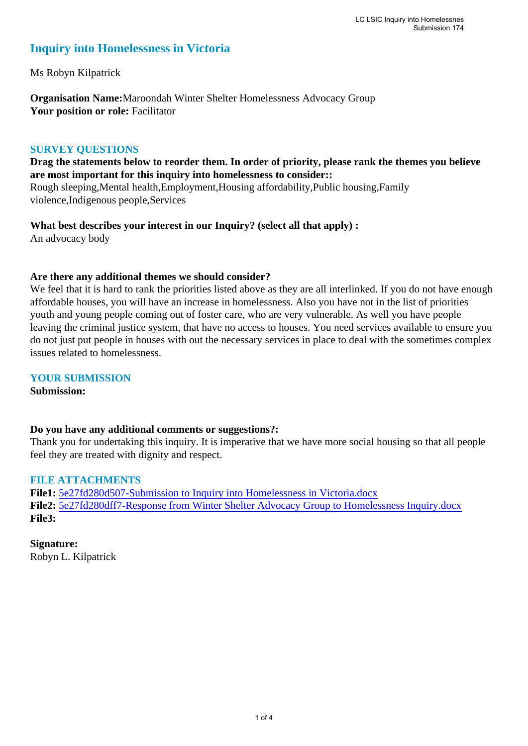## Inquiry into Homelessness in Victoria

Ms Robyn Kilpatrick

**Organisation Name:** Maroondah Winter Shelter Homelessness Advocacy Group
**Your position or role:** Facilitator

### SURVEY QUESTIONS

**Drag the statements below to reorder them. In order of priority, please rank the themes you believe are most important for this inquiry into homelessness to consider::**
Rough sleeping,Mental health,Employment,Housing affordability,Public housing,Family violence,Indigenous people,Services

**What best describes your interest in our Inquiry? (select all that apply) :**
An advocacy body

**Are there any additional themes we should consider?**
We feel that it is hard to rank the priorities listed above as they are all interlinked. If you do not have enough affordable houses, you will have an increase in homelessness. Also you have not in the list of priorities youth and young people coming out of foster care, who are very vulnerable. As well you have people leaving the criminal justice system, that have no access to houses. You need services available to ensure you do not just put people in houses with out the necessary services in place to deal with the sometimes complex issues related to homelessness.

### YOUR SUBMISSION

**Submission:**

**Do you have any additional comments or suggestions?:**
Thank you for undertaking this inquiry. It is imperative that we have more social housing so that all people feel they are treated with dignity and respect.

### FILE ATTACHMENTS

**File1:** 5e27fd280d507-Submission to Inquiry into Homelessness in Victoria.docx
**File2:** 5e27fd280dff7-Response from Winter Shelter Advocacy Group to Homelessness Inquiry.docx
**File3:**

**Signature:**
Robyn L. Kilpatrick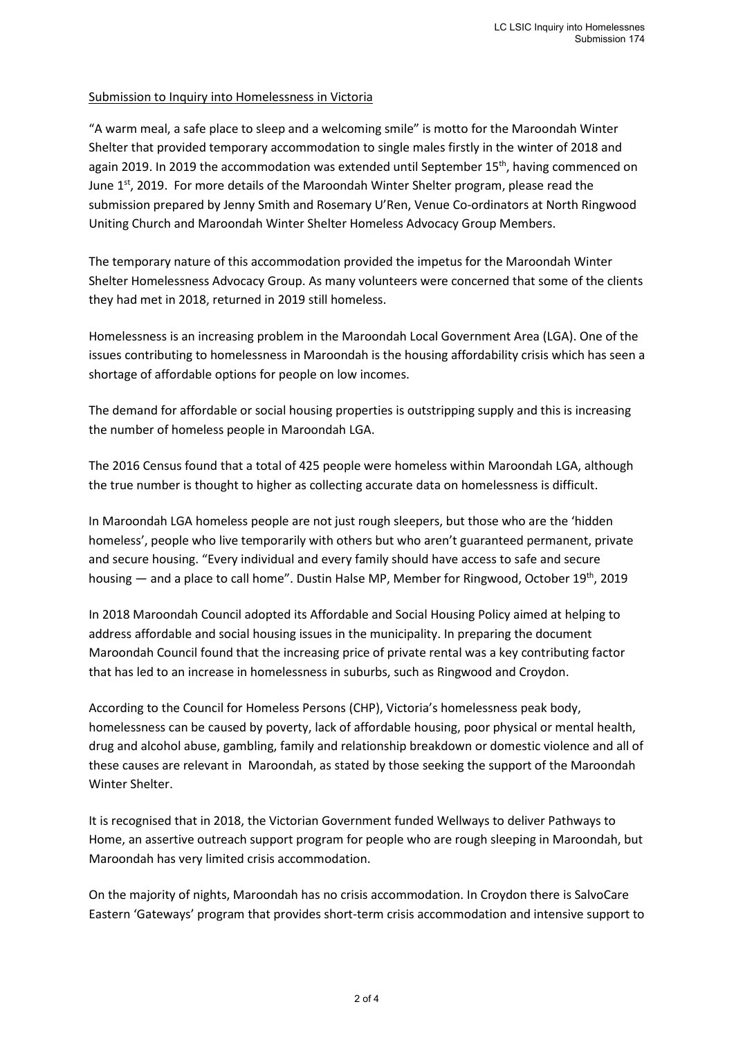Submission to Inquiry into Homelessness in Victoria

"A warm meal, a safe place to sleep and a welcoming smile" is motto for the Maroondah Winter Shelter that provided temporary accommodation to single males firstly in the winter of 2018 and again 2019. In 2019 the accommodation was extended until September 15th, having commenced on June 1st, 2019. For more details of the Maroondah Winter Shelter program, please read the submission prepared by Jenny Smith and Rosemary U'Ren, Venue Co-ordinators at North Ringwood Uniting Church and Maroondah Winter Shelter Homeless Advocacy Group Members.

The temporary nature of this accommodation provided the impetus for the Maroondah Winter Shelter Homelessness Advocacy Group. As many volunteers were concerned that some of the clients they had met in 2018, returned in 2019 still homeless.

Homelessness is an increasing problem in the Maroondah Local Government Area (LGA). One of the issues contributing to homelessness in Maroondah is the housing affordability crisis which has seen a shortage of affordable options for people on low incomes.

The demand for affordable or social housing properties is outstripping supply and this is increasing the number of homeless people in Maroondah LGA.

The 2016 Census found that a total of 425 people were homeless within Maroondah LGA, although the true number is thought to higher as collecting accurate data on homelessness is difficult.

In Maroondah LGA homeless people are not just rough sleepers, but those who are the 'hidden homeless', people who live temporarily with others but who aren't guaranteed permanent, private and secure housing. "Every individual and every family should have access to safe and secure housing — and a place to call home". Dustin Halse MP, Member for Ringwood, October 19th, 2019

In 2018 Maroondah Council adopted its Affordable and Social Housing Policy aimed at helping to address affordable and social housing issues in the municipality. In preparing the document Maroondah Council found that the increasing price of private rental was a key contributing factor that has led to an increase in homelessness in suburbs, such as Ringwood and Croydon.

According to the Council for Homeless Persons (CHP), Victoria's homelessness peak body, homelessness can be caused by poverty, lack of affordable housing, poor physical or mental health, drug and alcohol abuse, gambling, family and relationship breakdown or domestic violence and all of these causes are relevant in Maroondah, as stated by those seeking the support of the Maroondah Winter Shelter.

It is recognised that in 2018, the Victorian Government funded Wellways to deliver Pathways to Home, an assertive outreach support program for people who are rough sleeping in Maroondah, but Maroondah has very limited crisis accommodation.

On the majority of nights, Maroondah has no crisis accommodation. In Croydon there is SalvoCare Eastern 'Gateways' program that provides short-term crisis accommodation and intensive support to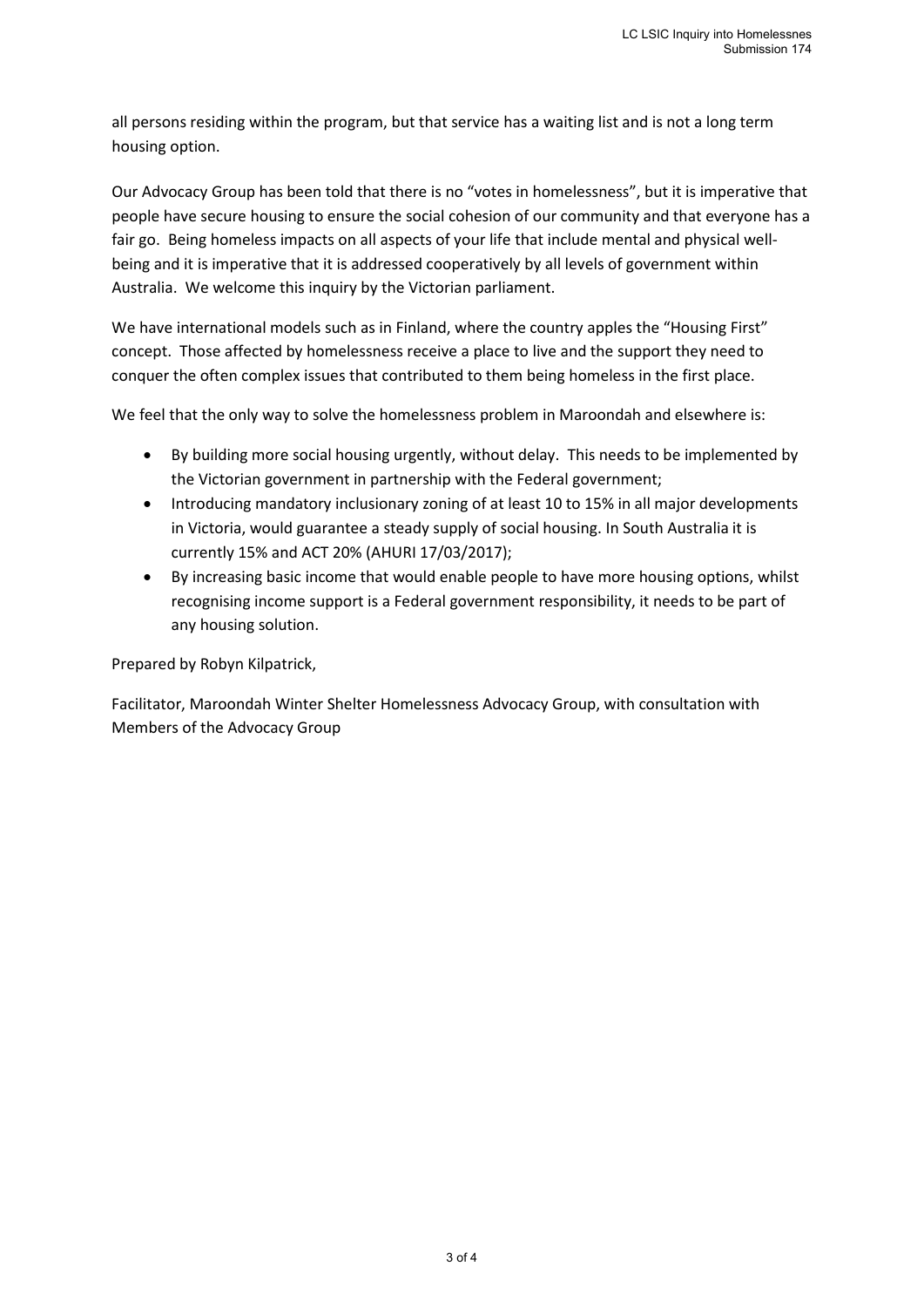all persons residing within the program, but that service has a waiting list and is not a long term housing option.

Our Advocacy Group has been told that there is no "votes in homelessness", but it is imperative that people have secure housing to ensure the social cohesion of our community and that everyone has a fair go. Being homeless impacts on all aspects of your life that include mental and physical well-being and it is imperative that it is addressed cooperatively by all levels of government within Australia. We welcome this inquiry by the Victorian parliament.

We have international models such as in Finland, where the country apples the "Housing First" concept. Those affected by homelessness receive a place to live and the support they need to conquer the often complex issues that contributed to them being homeless in the first place.

We feel that the only way to solve the homelessness problem in Maroondah and elsewhere is:

- By building more social housing urgently, without delay. This needs to be implemented by the Victorian government in partnership with the Federal government;
- Introducing mandatory inclusionary zoning of at least 10 to 15% in all major developments in Victoria, would guarantee a steady supply of social housing. In South Australia it is currently 15% and ACT 20% (AHURI 17/03/2017);
- By increasing basic income that would enable people to have more housing options, whilst recognising income support is a Federal government responsibility, it needs to be part of any housing solution.

Prepared by Robyn Kilpatrick,

Facilitator, Maroondah Winter Shelter Homelessness Advocacy Group, with consultation with Members of the Advocacy Group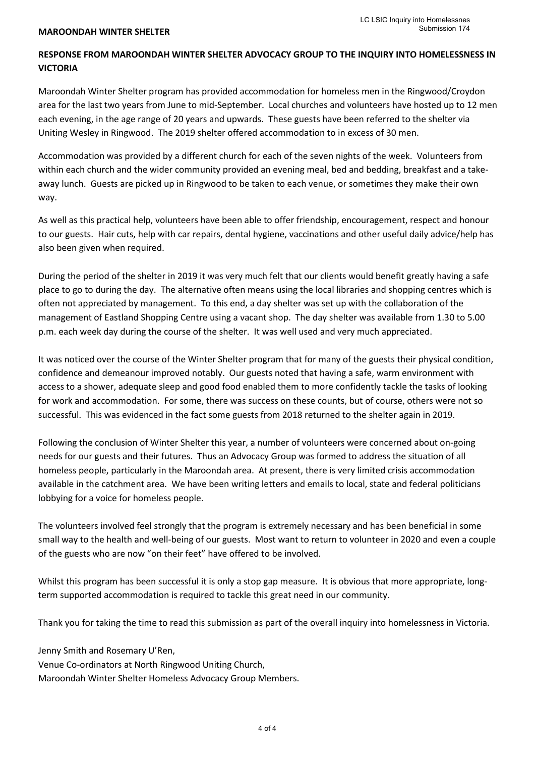**MAROONDAH WINTER SHELTER**

**RESPONSE FROM MAROONDAH WINTER SHELTER ADVOCACY GROUP TO THE INQUIRY INTO HOMELESSNESS IN VICTORIA**

Maroondah Winter Shelter program has provided accommodation for homeless men in the Ringwood/Croydon area for the last two years from June to mid-September. Local churches and volunteers have hosted up to 12 men each evening, in the age range of 20 years and upwards. These guests have been referred to the shelter via Uniting Wesley in Ringwood. The 2019 shelter offered accommodation to in excess of 30 men.

Accommodation was provided by a different church for each of the seven nights of the week. Volunteers from within each church and the wider community provided an evening meal, bed and bedding, breakfast and a take-away lunch. Guests are picked up in Ringwood to be taken to each venue, or sometimes they make their own way.

As well as this practical help, volunteers have been able to offer friendship, encouragement, respect and honour to our guests. Hair cuts, help with car repairs, dental hygiene, vaccinations and other useful daily advice/help has also been given when required.

During the period of the shelter in 2019 it was very much felt that our clients would benefit greatly having a safe place to go to during the day. The alternative often means using the local libraries and shopping centres which is often not appreciated by management. To this end, a day shelter was set up with the collaboration of the management of Eastland Shopping Centre using a vacant shop. The day shelter was available from 1.30 to 5.00 p.m. each week day during the course of the shelter. It was well used and very much appreciated.

It was noticed over the course of the Winter Shelter program that for many of the guests their physical condition, confidence and demeanour improved notably. Our guests noted that having a safe, warm environment with access to a shower, adequate sleep and good food enabled them to more confidently tackle the tasks of looking for work and accommodation. For some, there was success on these counts, but of course, others were not so successful. This was evidenced in the fact some guests from 2018 returned to the shelter again in 2019.

Following the conclusion of Winter Shelter this year, a number of volunteers were concerned about on-going needs for our guests and their futures. Thus an Advocacy Group was formed to address the situation of all homeless people, particularly in the Maroondah area. At present, there is very limited crisis accommodation available in the catchment area. We have been writing letters and emails to local, state and federal politicians lobbying for a voice for homeless people.

The volunteers involved feel strongly that the program is extremely necessary and has been beneficial in some small way to the health and well-being of our guests. Most want to return to volunteer in 2020 and even a couple of the guests who are now "on their feet" have offered to be involved.

Whilst this program has been successful it is only a stop gap measure. It is obvious that more appropriate, long-term supported accommodation is required to tackle this great need in our community.

Thank you for taking the time to read this submission as part of the overall inquiry into homelessness in Victoria.

Jenny Smith and Rosemary U'Ren,
Venue Co-ordinators at North Ringwood Uniting Church,
Maroondah Winter Shelter Homeless Advocacy Group Members.